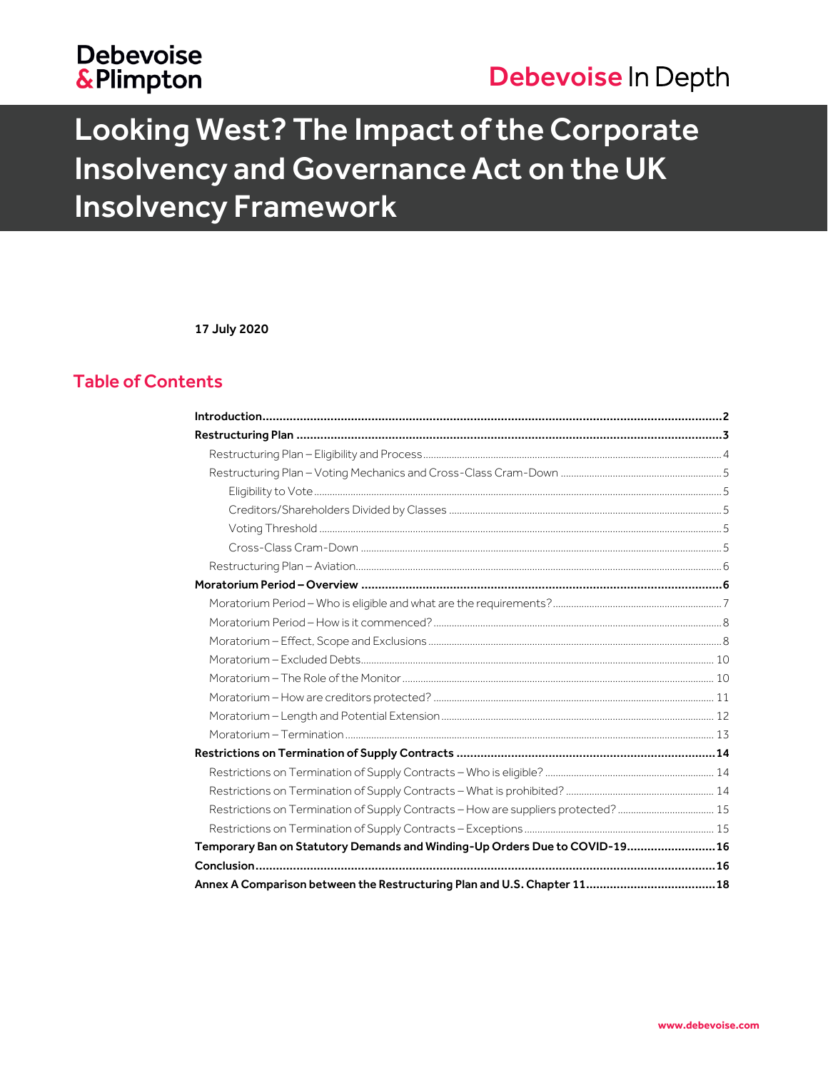Debevoise & Plimpton

Debevoise In Depth

# Looking West? The Impact of the Corporate Insolvency and Governance Act on the UK Insolvency Framework

**17 July 2020**

## Table of Contents

- **Introduction** ... 2
- **Restructuring Plan** ... 3
  - Restructuring Plan – Eligibility and Process ... 4
  - Restructuring Plan – Voting Mechanics and Cross-Class Cram-Down ... 5
    - Eligibility to Vote ... 5
    - Creditors/Shareholders Divided by Classes ... 5
    - Voting Threshold ... 5
    - Cross-Class Cram-Down ... 5
  - Restructuring Plan – Aviation ... 6
- **Moratorium Period – Overview** ... 6
  - Moratorium Period – Who is eligible and what are the requirements? ... 7
  - Moratorium Period – How is it commenced? ... 8
  - Moratorium – Effect, Scope and Exclusions ... 8
  - Moratorium – Excluded Debts ... 10
  - Moratorium – The Role of the Monitor ... 10
  - Moratorium – How are creditors protected? ... 11
  - Moratorium – Length and Potential Extension ... 12
  - Moratorium – Termination ... 13
- **Restrictions on Termination of Supply Contracts** ... 14
  - Restrictions on Termination of Supply Contracts – Who is eligible? ... 14
  - Restrictions on Termination of Supply Contracts – What is prohibited? ... 14
  - Restrictions on Termination of Supply Contracts – How are suppliers protected? ... 15
  - Restrictions on Termination of Supply Contracts – Exceptions ... 15
- **Temporary Ban on Statutory Demands and Winding-Up Orders Due to COVID-19** ... 16
- **Conclusion** ... 16
- **Annex A Comparison between the Restructuring Plan and U.S. Chapter 11** ... 18

www.debevoise.com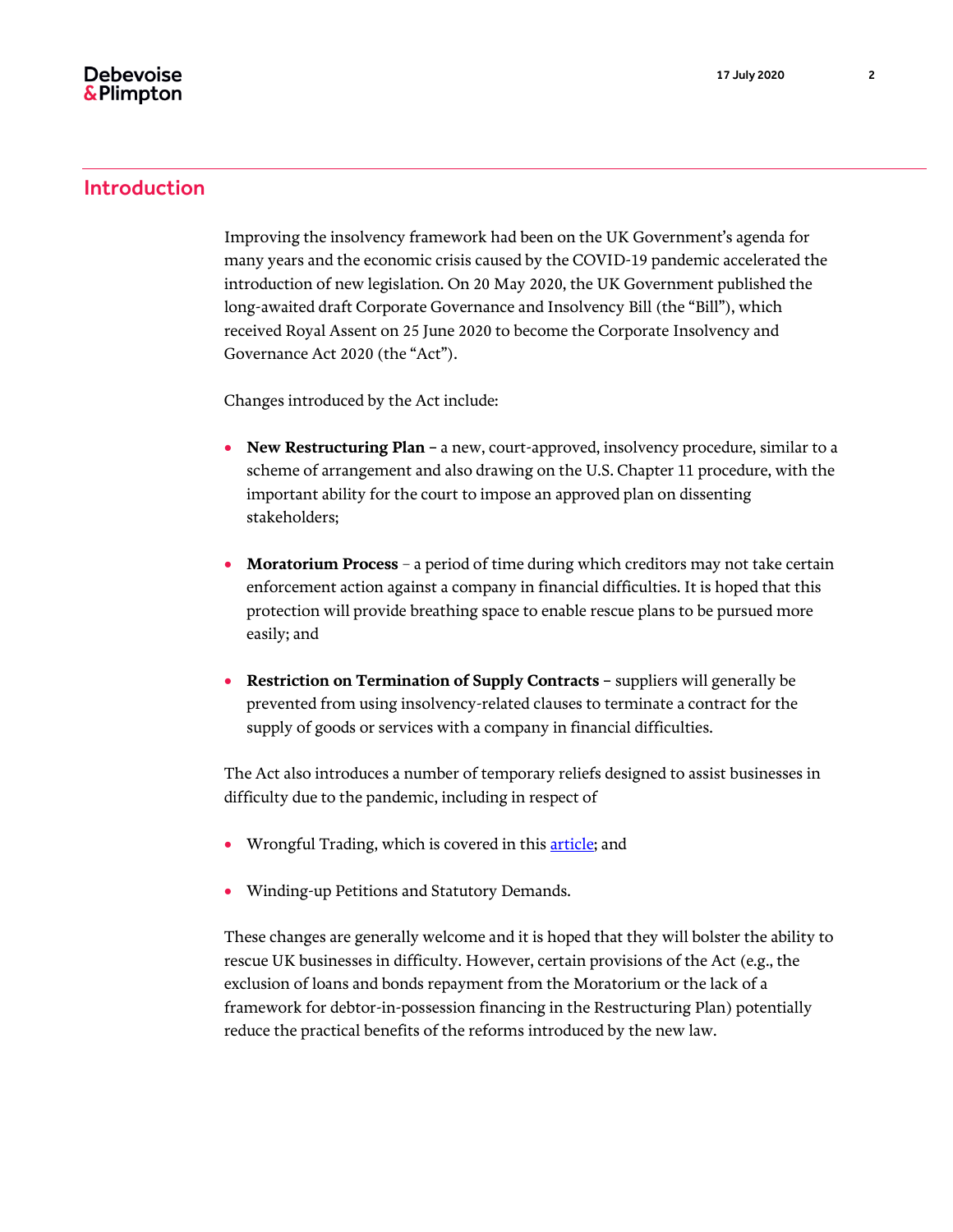## Introduction

Improving the insolvency framework had been on the UK Government's agenda for many years and the economic crisis caused by the COVID-19 pandemic accelerated the introduction of new legislation. On 20 May 2020, the UK Government published the long-awaited draft Corporate Governance and Insolvency Bill (the "Bill"), which received Royal Assent on 25 June 2020 to become the Corporate Insolvency and Governance Act 2020 (the "Act").

Changes introduced by the Act include:

- **New Restructuring Plan** – a new, court-approved, insolvency procedure, similar to a scheme of arrangement and also drawing on the U.S. Chapter 11 procedure, with the important ability for the court to impose an approved plan on dissenting stakeholders;
- **Moratorium Process** – a period of time during which creditors may not take certain enforcement action against a company in financial difficulties. It is hoped that this protection will provide breathing space to enable rescue plans to be pursued more easily; and
- **Restriction on Termination of Supply Contracts** – suppliers will generally be prevented from using insolvency-related clauses to terminate a contract for the supply of goods or services with a company in financial difficulties.

The Act also introduces a number of temporary reliefs designed to assist businesses in difficulty due to the pandemic, including in respect of

- Wrongful Trading, which is covered in this article; and
- Winding-up Petitions and Statutory Demands.

These changes are generally welcome and it is hoped that they will bolster the ability to rescue UK businesses in difficulty. However, certain provisions of the Act (e.g., the exclusion of loans and bonds repayment from the Moratorium or the lack of a framework for debtor-in-possession financing in the Restructuring Plan) potentially reduce the practical benefits of the reforms introduced by the new law.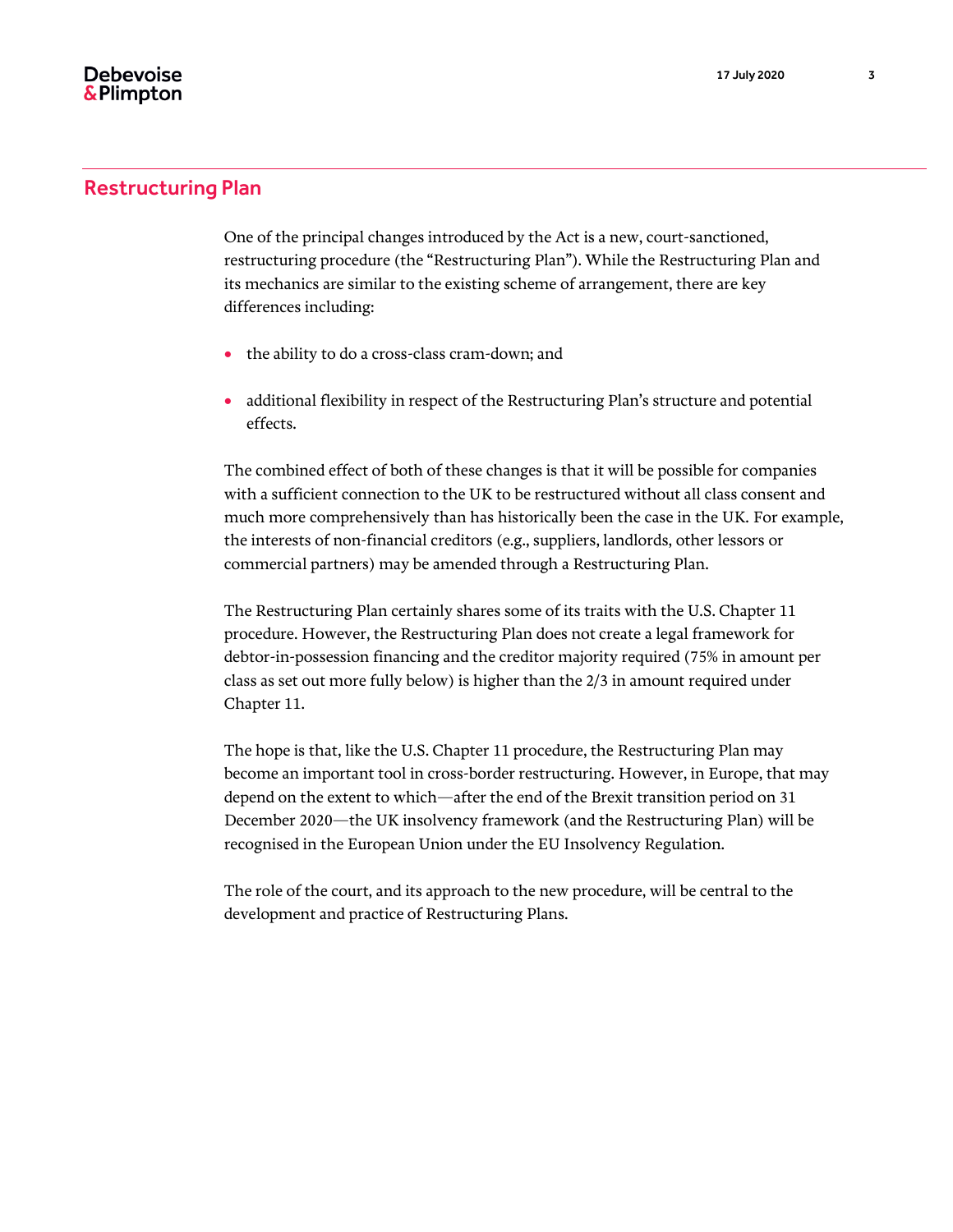## Restructuring Plan

One of the principal changes introduced by the Act is a new, court-sanctioned, restructuring procedure (the "Restructuring Plan"). While the Restructuring Plan and its mechanics are similar to the existing scheme of arrangement, there are key differences including:

- the ability to do a cross-class cram-down; and
- additional flexibility in respect of the Restructuring Plan's structure and potential effects.

The combined effect of both of these changes is that it will be possible for companies with a sufficient connection to the UK to be restructured without all class consent and much more comprehensively than has historically been the case in the UK. For example, the interests of non-financial creditors (e.g., suppliers, landlords, other lessors or commercial partners) may be amended through a Restructuring Plan.

The Restructuring Plan certainly shares some of its traits with the U.S. Chapter 11 procedure. However, the Restructuring Plan does not create a legal framework for debtor-in-possession financing and the creditor majority required (75% in amount per class as set out more fully below) is higher than the 2/3 in amount required under Chapter 11.

The hope is that, like the U.S. Chapter 11 procedure, the Restructuring Plan may become an important tool in cross-border restructuring. However, in Europe, that may depend on the extent to which—after the end of the Brexit transition period on 31 December 2020—the UK insolvency framework (and the Restructuring Plan) will be recognised in the European Union under the EU Insolvency Regulation.

The role of the court, and its approach to the new procedure, will be central to the development and practice of Restructuring Plans.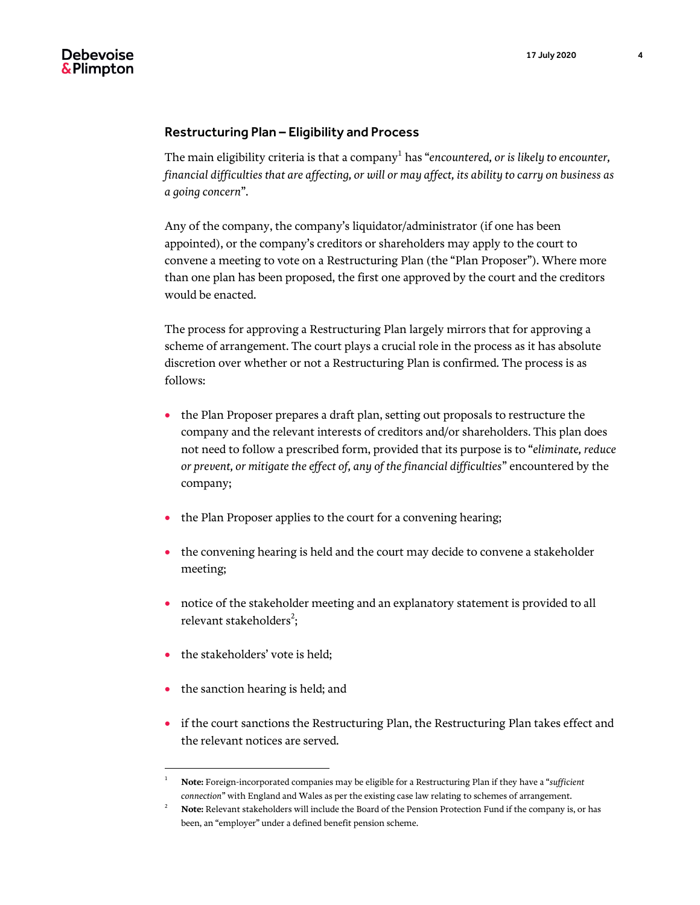## Restructuring Plan – Eligibility and Process

The main eligibility criteria is that a company[1] has "*encountered, or is likely to encounter, financial difficulties that are affecting, or will or may affect, its ability to carry on business as a going concern*".

Any of the company, the company's liquidator/administrator (if one has been appointed), or the company's creditors or shareholders may apply to the court to convene a meeting to vote on a Restructuring Plan (the "Plan Proposer"). Where more than one plan has been proposed, the first one approved by the court and the creditors would be enacted.

The process for approving a Restructuring Plan largely mirrors that for approving a scheme of arrangement. The court plays a crucial role in the process as it has absolute discretion over whether or not a Restructuring Plan is confirmed. The process is as follows:

- the Plan Proposer prepares a draft plan, setting out proposals to restructure the company and the relevant interests of creditors and/or shareholders. This plan does not need to follow a prescribed form, provided that its purpose is to "*eliminate, reduce or prevent, or mitigate the effect of, any of the financial difficulties*" encountered by the company;
- the Plan Proposer applies to the court for a convening hearing;
- the convening hearing is held and the court may decide to convene a stakeholder meeting;
- notice of the stakeholder meeting and an explanatory statement is provided to all relevant stakeholders[2];
- the stakeholders' vote is held;
- the sanction hearing is held; and
- if the court sanctions the Restructuring Plan, the Restructuring Plan takes effect and the relevant notices are served.

---

[1] **Note:** Foreign-incorporated companies may be eligible for a Restructuring Plan if they have a "*sufficient connection*" with England and Wales as per the existing case law relating to schemes of arrangement.

[2] **Note:** Relevant stakeholders will include the Board of the Pension Protection Fund if the company is, or has been, an "employer" under a defined benefit pension scheme.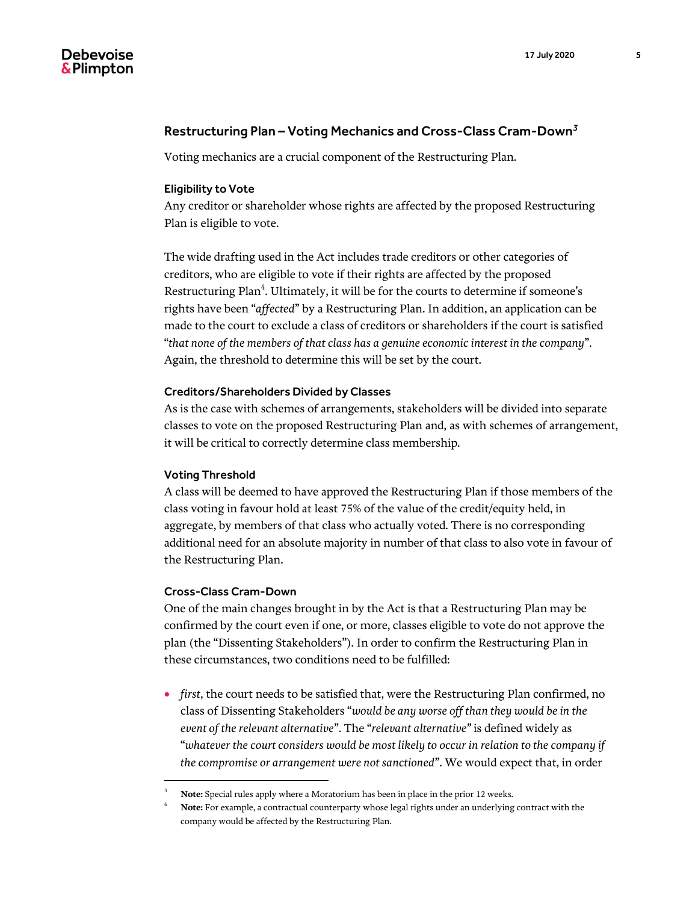## Restructuring Plan – Voting Mechanics and Cross-Class Cram-Down[3]

Voting mechanics are a crucial component of the Restructuring Plan.

### Eligibility to Vote

Any creditor or shareholder whose rights are affected by the proposed Restructuring Plan is eligible to vote.

The wide drafting used in the Act includes trade creditors or other categories of creditors, who are eligible to vote if their rights are affected by the proposed Restructuring Plan[4]. Ultimately, it will be for the courts to determine if someone's rights have been "*affected*" by a Restructuring Plan. In addition, an application can be made to the court to exclude a class of creditors or shareholders if the court is satisfied "*that none of the members of that class has a genuine economic interest in the company*". Again, the threshold to determine this will be set by the court.

### Creditors/Shareholders Divided by Classes

As is the case with schemes of arrangements, stakeholders will be divided into separate classes to vote on the proposed Restructuring Plan and, as with schemes of arrangement, it will be critical to correctly determine class membership.

### Voting Threshold

A class will be deemed to have approved the Restructuring Plan if those members of the class voting in favour hold at least 75% of the value of the credit/equity held, in aggregate, by members of that class who actually voted. There is no corresponding additional need for an absolute majority in number of that class to also vote in favour of the Restructuring Plan.

### Cross-Class Cram-Down

One of the main changes brought in by the Act is that a Restructuring Plan may be confirmed by the court even if one, or more, classes eligible to vote do not approve the plan (the "Dissenting Stakeholders"). In order to confirm the Restructuring Plan in these circumstances, two conditions need to be fulfilled:

- *first*, the court needs to be satisfied that, were the Restructuring Plan confirmed, no class of Dissenting Stakeholders "*would be any worse off than they would be in the event of the relevant alternative*". The "*relevant alternative*" is defined widely as "*whatever the court considers would be most likely to occur in relation to the company if the compromise or arrangement were not sanctioned*". We would expect that, in order

---

[3] **Note:** Special rules apply where a Moratorium has been in place in the prior 12 weeks.

[4] **Note:** For example, a contractual counterparty whose legal rights under an underlying contract with the company would be affected by the Restructuring Plan.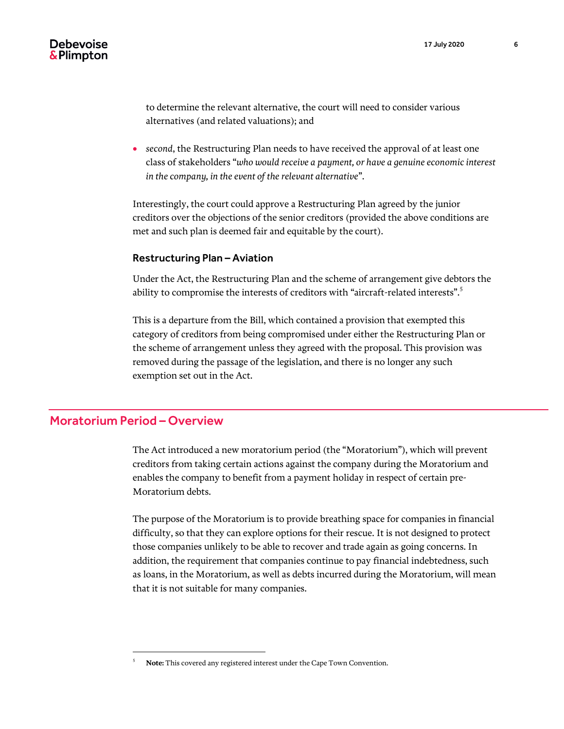to determine the relevant alternative, the court will need to consider various alternatives (and related valuations); and

- *second*, the Restructuring Plan needs to have received the approval of at least one class of stakeholders "*who would receive a payment, or have a genuine economic interest in the company, in the event of the relevant alternative*".

Interestingly, the court could approve a Restructuring Plan agreed by the junior creditors over the objections of the senior creditors (provided the above conditions are met and such plan is deemed fair and equitable by the court).

### Restructuring Plan – Aviation

Under the Act, the Restructuring Plan and the scheme of arrangement give debtors the ability to compromise the interests of creditors with "aircraft-related interests".[5]

This is a departure from the Bill, which contained a provision that exempted this category of creditors from being compromised under either the Restructuring Plan or the scheme of arrangement unless they agreed with the proposal. This provision was removed during the passage of the legislation, and there is no longer any such exemption set out in the Act.

## Moratorium Period – Overview

The Act introduced a new moratorium period (the "Moratorium"), which will prevent creditors from taking certain actions against the company during the Moratorium and enables the company to benefit from a payment holiday in respect of certain pre-Moratorium debts.

The purpose of the Moratorium is to provide breathing space for companies in financial difficulty, so that they can explore options for their rescue. It is not designed to protect those companies unlikely to be able to recover and trade again as going concerns. In addition, the requirement that companies continue to pay financial indebtedness, such as loans, in the Moratorium, as well as debts incurred during the Moratorium, will mean that it is not suitable for many companies.

---

[5] **Note:** This covered any registered interest under the Cape Town Convention.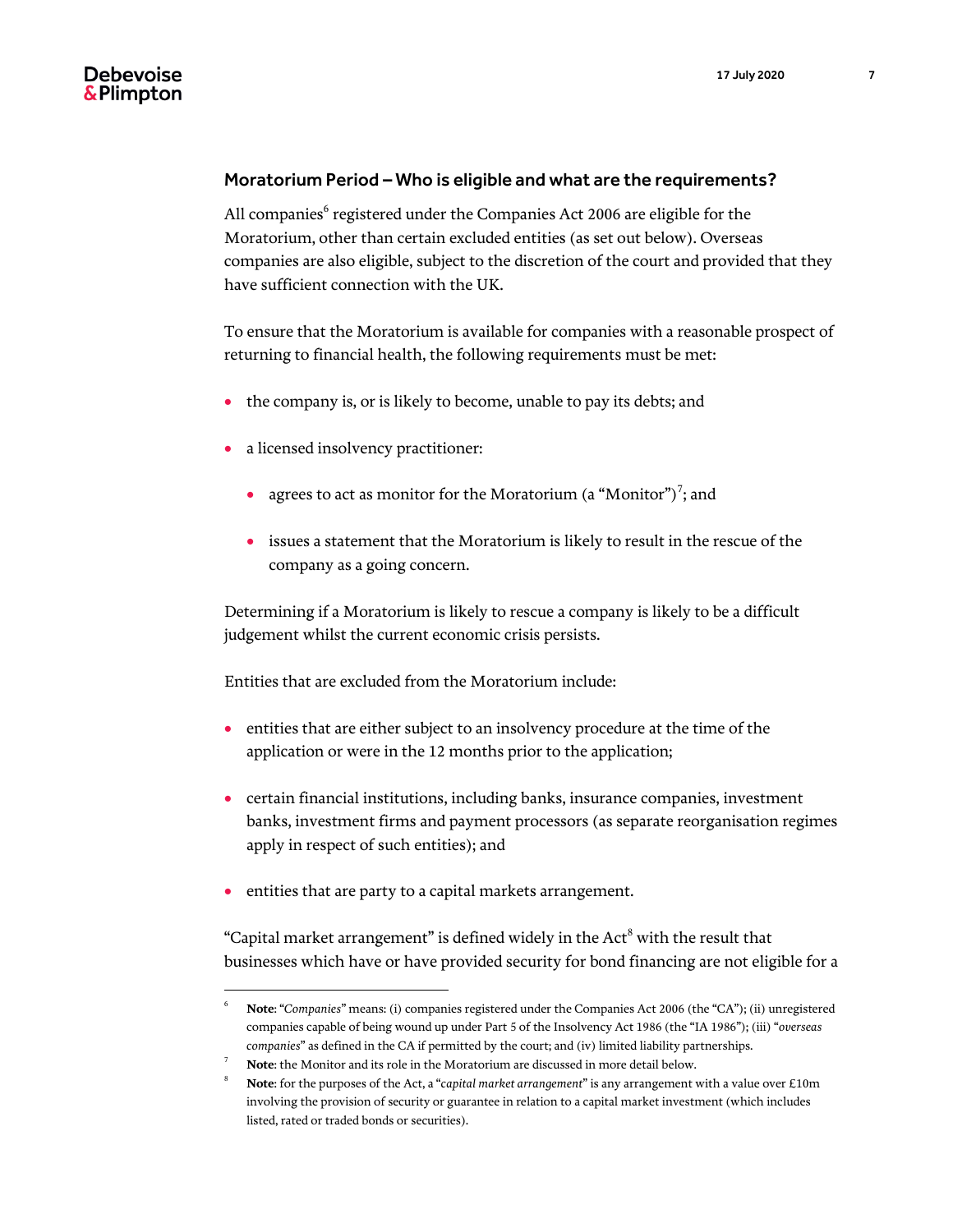## Moratorium Period – Who is eligible and what are the requirements?

All companies[6] registered under the Companies Act 2006 are eligible for the Moratorium, other than certain excluded entities (as set out below). Overseas companies are also eligible, subject to the discretion of the court and provided that they have sufficient connection with the UK.

To ensure that the Moratorium is available for companies with a reasonable prospect of returning to financial health, the following requirements must be met:

- the company is, or is likely to become, unable to pay its debts; and
- a licensed insolvency practitioner:
  - agrees to act as monitor for the Moratorium (a "Monitor")[7]; and
  - issues a statement that the Moratorium is likely to result in the rescue of the company as a going concern.

Determining if a Moratorium is likely to rescue a company is likely to be a difficult judgement whilst the current economic crisis persists.

Entities that are excluded from the Moratorium include:

- entities that are either subject to an insolvency procedure at the time of the application or were in the 12 months prior to the application;
- certain financial institutions, including banks, insurance companies, investment banks, investment firms and payment processors (as separate reorganisation regimes apply in respect of such entities); and
- entities that are party to a capital markets arrangement.

"Capital market arrangement" is defined widely in the Act[8] with the result that businesses which have or have provided security for bond financing are not eligible for a

---

[6] **Note**: "*Companies*" means: (i) companies registered under the Companies Act 2006 (the "CA"); (ii) unregistered companies capable of being wound up under Part 5 of the Insolvency Act 1986 (the "IA 1986"); (iii) "*overseas companies*" as defined in the CA if permitted by the court; and (iv) limited liability partnerships.

[7] **Note**: the Monitor and its role in the Moratorium are discussed in more detail below.

[8] **Note**: for the purposes of the Act, a "*capital market arrangement*" is any arrangement with a value over £10m involving the provision of security or guarantee in relation to a capital market investment (which includes listed, rated or traded bonds or securities).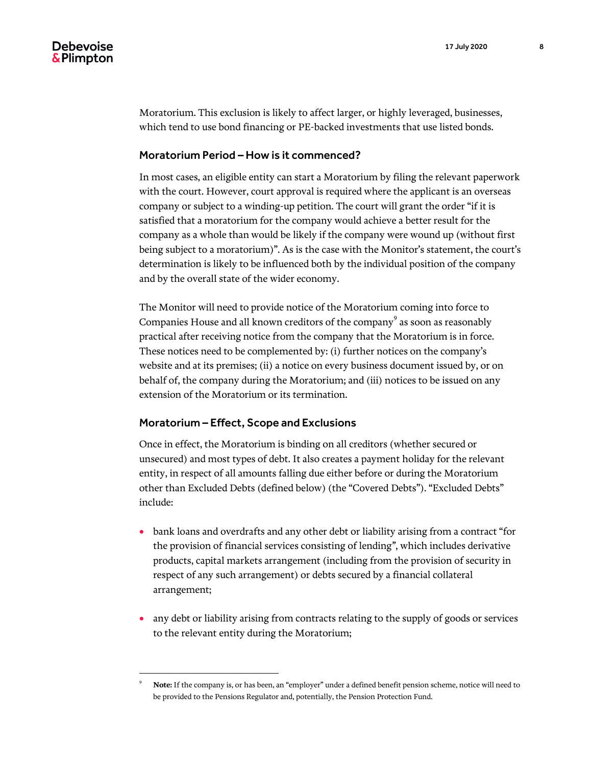Moratorium. This exclusion is likely to affect larger, or highly leveraged, businesses, which tend to use bond financing or PE-backed investments that use listed bonds.

### Moratorium Period – How is it commenced?

In most cases, an eligible entity can start a Moratorium by filing the relevant paperwork with the court. However, court approval is required where the applicant is an overseas company or subject to a winding-up petition. The court will grant the order "if it is satisfied that a moratorium for the company would achieve a better result for the company as a whole than would be likely if the company were wound up (without first being subject to a moratorium)". As is the case with the Monitor's statement, the court's determination is likely to be influenced both by the individual position of the company and by the overall state of the wider economy.

The Monitor will need to provide notice of the Moratorium coming into force to Companies House and all known creditors of the company[9] as soon as reasonably practical after receiving notice from the company that the Moratorium is in force. These notices need to be complemented by: (i) further notices on the company's website and at its premises; (ii) a notice on every business document issued by, or on behalf of, the company during the Moratorium; and (iii) notices to be issued on any extension of the Moratorium or its termination.

### Moratorium – Effect, Scope and Exclusions

Once in effect, the Moratorium is binding on all creditors (whether secured or unsecured) and most types of debt. It also creates a payment holiday for the relevant entity, in respect of all amounts falling due either before or during the Moratorium other than Excluded Debts (defined below) (the "Covered Debts"). "Excluded Debts" include:

- bank loans and overdrafts and any other debt or liability arising from a contract "for the provision of financial services consisting of lending", which includes derivative products, capital markets arrangement (including from the provision of security in respect of any such arrangement) or debts secured by a financial collateral arrangement;
- any debt or liability arising from contracts relating to the supply of goods or services to the relevant entity during the Moratorium;

---

[9] **Note:** If the company is, or has been, an "employer" under a defined benefit pension scheme, notice will need to be provided to the Pensions Regulator and, potentially, the Pension Protection Fund.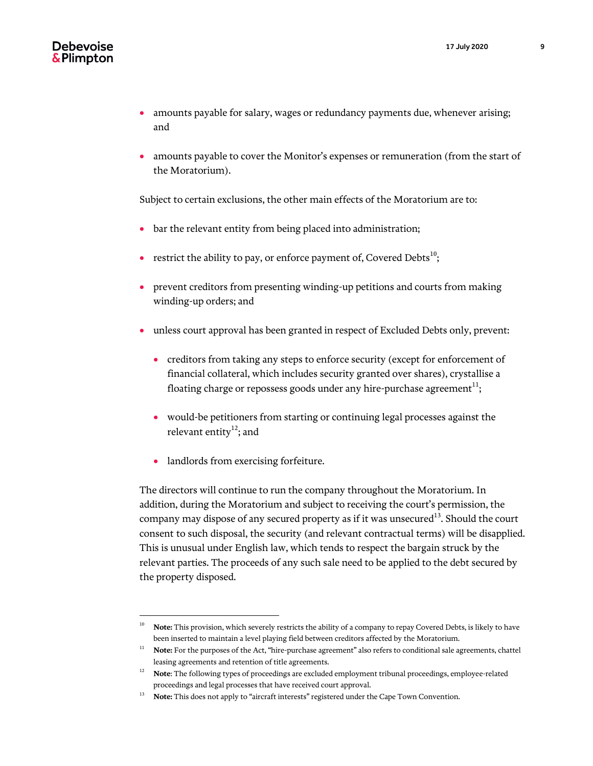- amounts payable for salary, wages or redundancy payments due, whenever arising; and
- amounts payable to cover the Monitor's expenses or remuneration (from the start of the Moratorium).

Subject to certain exclusions, the other main effects of the Moratorium are to:

- bar the relevant entity from being placed into administration;
- restrict the ability to pay, or enforce payment of, Covered Debts[10];
- prevent creditors from presenting winding-up petitions and courts from making winding-up orders; and
- unless court approval has been granted in respect of Excluded Debts only, prevent:
  - creditors from taking any steps to enforce security (except for enforcement of financial collateral, which includes security granted over shares), crystallise a floating charge or repossess goods under any hire-purchase agreement[11];
  - would-be petitioners from starting or continuing legal processes against the relevant entity[12]; and
  - landlords from exercising forfeiture.

The directors will continue to run the company throughout the Moratorium. In addition, during the Moratorium and subject to receiving the court's permission, the company may dispose of any secured property as if it was unsecured[13]. Should the court consent to such disposal, the security (and relevant contractual terms) will be disapplied. This is unusual under English law, which tends to respect the bargain struck by the relevant parties. The proceeds of any such sale need to be applied to the debt secured by the property disposed.

---

[10] **Note:** This provision, which severely restricts the ability of a company to repay Covered Debts, is likely to have been inserted to maintain a level playing field between creditors affected by the Moratorium.

[11] **Note:** For the purposes of the Act, "hire-purchase agreement" also refers to conditional sale agreements, chattel leasing agreements and retention of title agreements.

[12] **Note**: The following types of proceedings are excluded employment tribunal proceedings, employee-related proceedings and legal processes that have received court approval.

[13] **Note:** This does not apply to "aircraft interests" registered under the Cape Town Convention.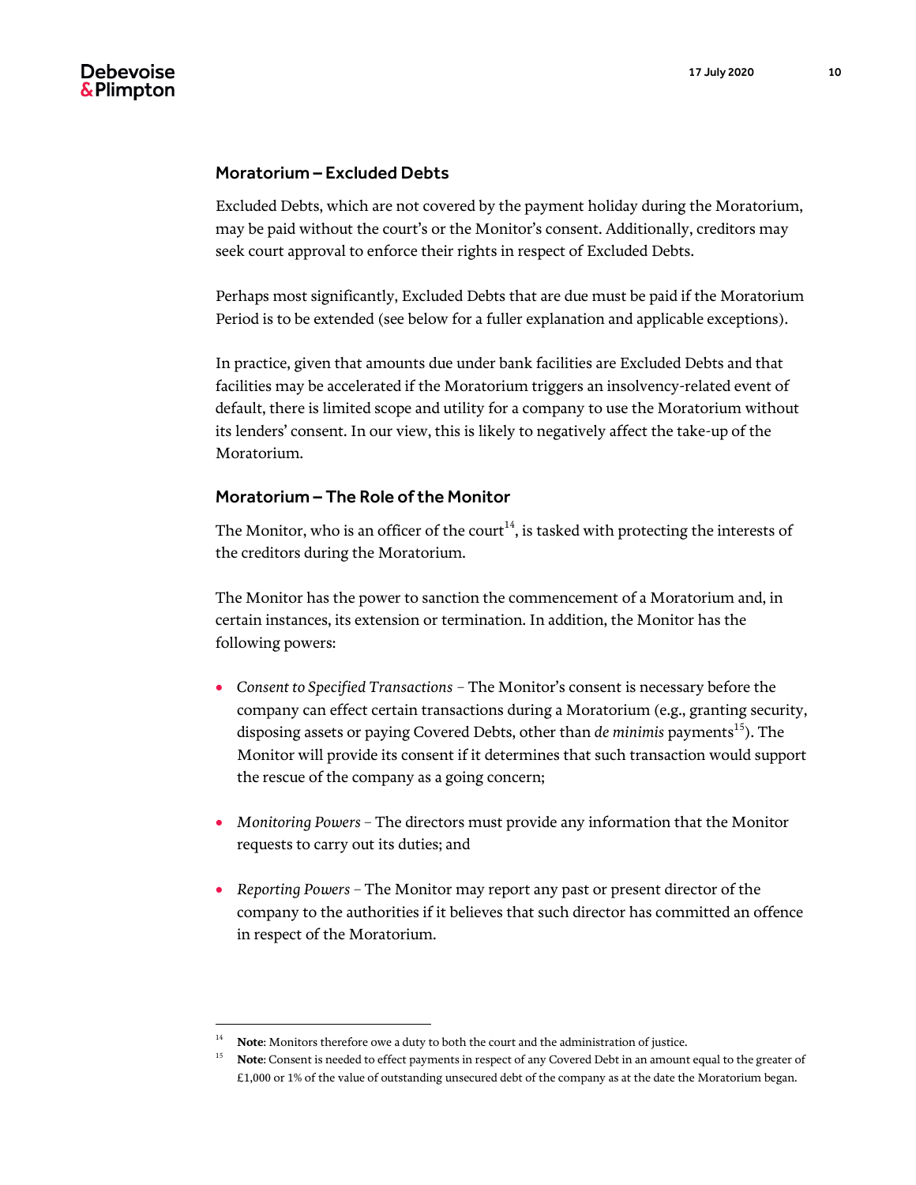## Moratorium – Excluded Debts

Excluded Debts, which are not covered by the payment holiday during the Moratorium, may be paid without the court's or the Monitor's consent. Additionally, creditors may seek court approval to enforce their rights in respect of Excluded Debts.

Perhaps most significantly, Excluded Debts that are due must be paid if the Moratorium Period is to be extended (see below for a fuller explanation and applicable exceptions).

In practice, given that amounts due under bank facilities are Excluded Debts and that facilities may be accelerated if the Moratorium triggers an insolvency-related event of default, there is limited scope and utility for a company to use the Moratorium without its lenders' consent. In our view, this is likely to negatively affect the take-up of the Moratorium.

## Moratorium – The Role of the Monitor

The Monitor, who is an officer of the court[14], is tasked with protecting the interests of the creditors during the Moratorium.

The Monitor has the power to sanction the commencement of a Moratorium and, in certain instances, its extension or termination. In addition, the Monitor has the following powers:

- *Consent to Specified Transactions* – The Monitor's consent is necessary before the company can effect certain transactions during a Moratorium (e.g., granting security, disposing assets or paying Covered Debts, other than *de minimis* payments[15]). The Monitor will provide its consent if it determines that such transaction would support the rescue of the company as a going concern;
- *Monitoring Powers* – The directors must provide any information that the Monitor requests to carry out its duties; and
- *Reporting Powers* – The Monitor may report any past or present director of the company to the authorities if it believes that such director has committed an offence in respect of the Moratorium.

---

[14] **Note**: Monitors therefore owe a duty to both the court and the administration of justice.

[15] **Note**: Consent is needed to effect payments in respect of any Covered Debt in an amount equal to the greater of £1,000 or 1% of the value of outstanding unsecured debt of the company as at the date the Moratorium began.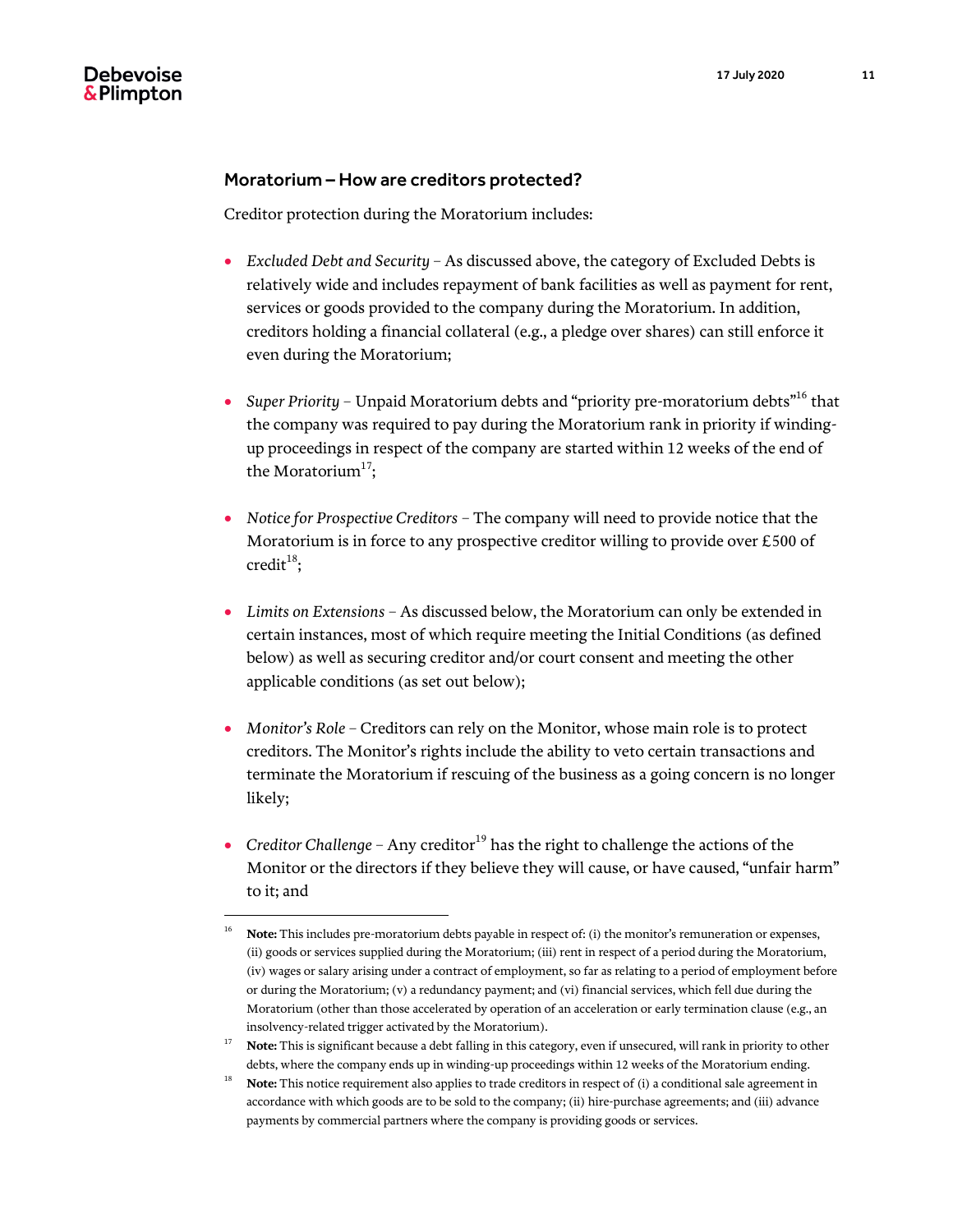## Moratorium – How are creditors protected?

Creditor protection during the Moratorium includes:

- *Excluded Debt and Security* – As discussed above, the category of Excluded Debts is relatively wide and includes repayment of bank facilities as well as payment for rent, services or goods provided to the company during the Moratorium. In addition, creditors holding a financial collateral (e.g., a pledge over shares) can still enforce it even during the Moratorium;
- *Super Priority* – Unpaid Moratorium debts and "priority pre-moratorium debts"[16] that the company was required to pay during the Moratorium rank in priority if winding-up proceedings in respect of the company are started within 12 weeks of the end of the Moratorium[17];
- *Notice for Prospective Creditors* – The company will need to provide notice that the Moratorium is in force to any prospective creditor willing to provide over £500 of credit[18];
- *Limits on Extensions* – As discussed below, the Moratorium can only be extended in certain instances, most of which require meeting the Initial Conditions (as defined below) as well as securing creditor and/or court consent and meeting the other applicable conditions (as set out below);
- *Monitor's Role* – Creditors can rely on the Monitor, whose main role is to protect creditors. The Monitor's rights include the ability to veto certain transactions and terminate the Moratorium if rescuing of the business as a going concern is no longer likely;
- *Creditor Challenge* – Any creditor[19] has the right to challenge the actions of the Monitor or the directors if they believe they will cause, or have caused, "unfair harm" to it; and

---

[16] **Note:** This includes pre-moratorium debts payable in respect of: (i) the monitor's remuneration or expenses, (ii) goods or services supplied during the Moratorium; (iii) rent in respect of a period during the Moratorium, (iv) wages or salary arising under a contract of employment, so far as relating to a period of employment before or during the Moratorium; (v) a redundancy payment; and (vi) financial services, which fell due during the Moratorium (other than those accelerated by operation of an acceleration or early termination clause (e.g., an insolvency-related trigger activated by the Moratorium).

[17] **Note:** This is significant because a debt falling in this category, even if unsecured, will rank in priority to other debts, where the company ends up in winding-up proceedings within 12 weeks of the Moratorium ending.

[18] **Note:** This notice requirement also applies to trade creditors in respect of (i) a conditional sale agreement in accordance with which goods are to be sold to the company; (ii) hire-purchase agreements; and (iii) advance payments by commercial partners where the company is providing goods or services.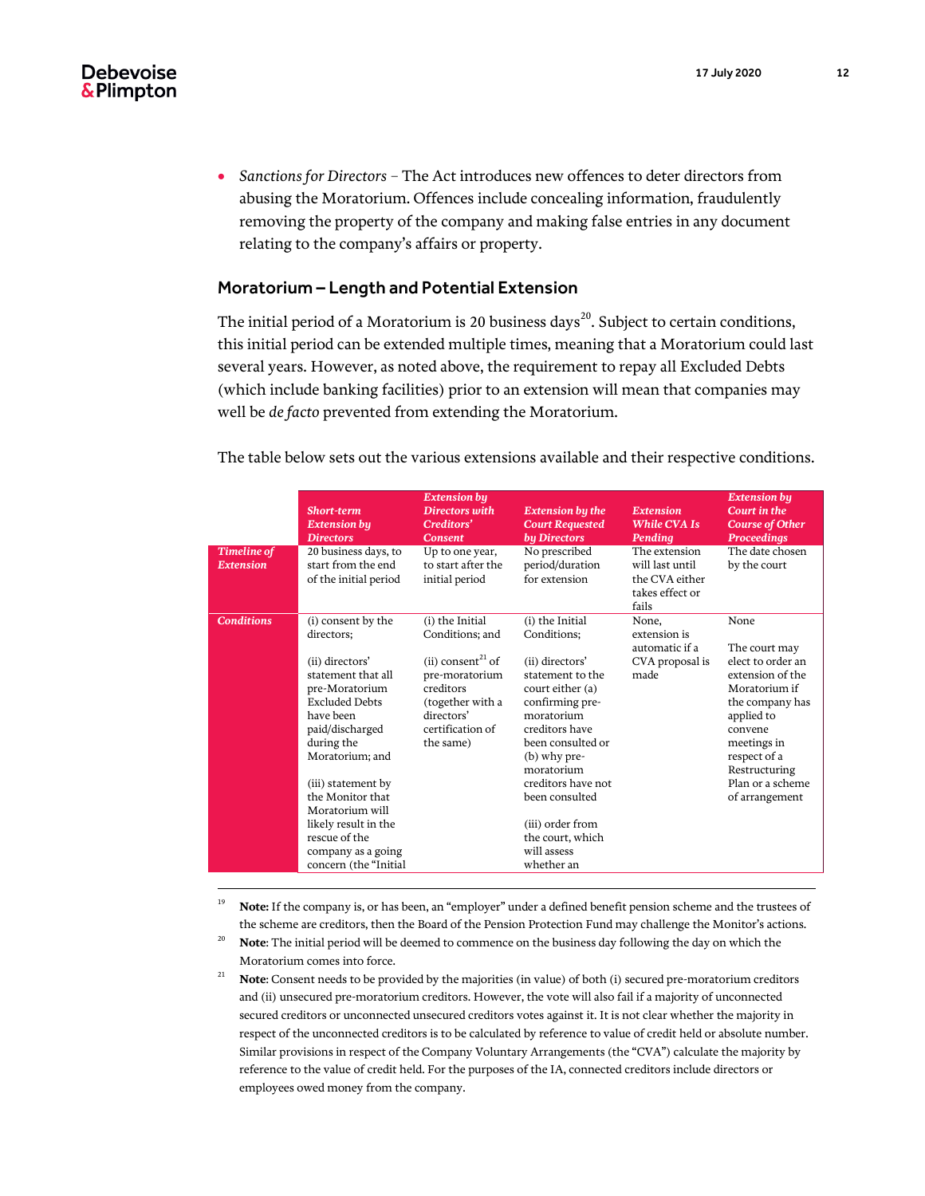- *Sanctions for Directors* – The Act introduces new offences to deter directors from abusing the Moratorium. Offences include concealing information, fraudulently removing the property of the company and making false entries in any document relating to the company's affairs or property.

## Moratorium – Length and Potential Extension

The initial period of a Moratorium is 20 business days[20]. Subject to certain conditions, this initial period can be extended multiple times, meaning that a Moratorium could last several years. However, as noted above, the requirement to repay all Excluded Debts (which include banking facilities) prior to an extension will mean that companies may well be *de facto* prevented from extending the Moratorium.

The table below sets out the various extensions available and their respective conditions.

| | ***Short-term Extension by Directors*** | ***Extension by Directors with Creditors' Consent*** | ***Extension by the Court Requested by Directors*** | ***Extension While CVA Is Pending*** | ***Extension by Court in the Course of Other Proceedings*** |
|---|---|---|---|---|---|
| ***Timeline of Extension*** | 20 business days, to start from the end of the initial period | Up to one year, to start after the initial period | No prescribed period/duration for extension | The extension will last until the CVA either takes effect or fails | The date chosen by the court |
| ***Conditions*** | (i) consent by the directors;<br><br>(ii) directors' statement that all pre-Moratorium Excluded Debts have been paid/discharged during the Moratorium; and<br><br>(iii) statement by the Monitor that Moratorium will likely result in the rescue of the company as a going concern (the "Initial | (i) the Initial Conditions; and<br><br>(ii) consent[21] of pre-moratorium creditors (together with a directors' certification of the same) | (i) the Initial Conditions;<br><br>(ii) directors' statement to the court either (a) confirming pre-moratorium creditors have been consulted or (b) why pre-moratorium creditors have not been consulted<br><br>(iii) order from the court, which will assess whether an | None, extension is automatic if a CVA proposal is made | None<br><br>The court may elect to order an extension of the Moratorium if the company has applied to convene meetings in respect of a Restructuring Plan or a scheme of arrangement |

---

[19] **Note:** If the company is, or has been, an "employer" under a defined benefit pension scheme and the trustees of the scheme are creditors, then the Board of the Pension Protection Fund may challenge the Monitor's actions.

[20] **Note**: The initial period will be deemed to commence on the business day following the day on which the Moratorium comes into force.

[21] **Note**: Consent needs to be provided by the majorities (in value) of both (i) secured pre-moratorium creditors and (ii) unsecured pre-moratorium creditors. However, the vote will also fail if a majority of unconnected secured creditors or unconnected unsecured creditors votes against it. It is not clear whether the majority in respect of the unconnected creditors is to be calculated by reference to value of credit held or absolute number. Similar provisions in respect of the Company Voluntary Arrangements (the "CVA") calculate the majority by reference to the value of credit held. For the purposes of the IA, connected creditors include directors or employees owed money from the company.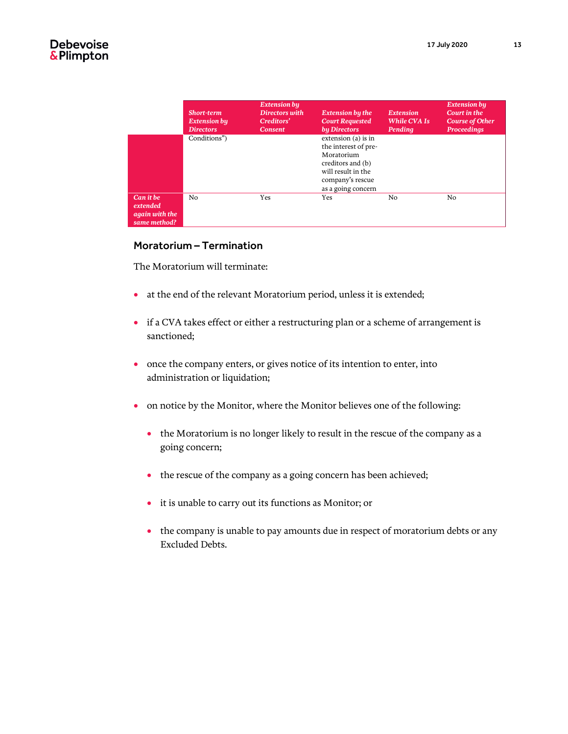| | *Short-term Extension by Directors* | *Extension by Directors with Creditors' Consent* | *Extension by the Court Requested by Directors* | *Extension While CVA Is Pending* | *Extension by Court in the Course of Other Proceedings* |
|---|---|---|---|---|---|
| | Conditions") | | extension (a) is in the interest of pre-Moratorium creditors and (b) will result in the company's rescue as a going concern | | |
| *Can it be extended again with the same method?* | No | Yes | Yes | No | No |

## Moratorium – Termination

The Moratorium will terminate:

- at the end of the relevant Moratorium period, unless it is extended;
- if a CVA takes effect or either a restructuring plan or a scheme of arrangement is sanctioned;
- once the company enters, or gives notice of its intention to enter, into administration or liquidation;
- on notice by the Monitor, where the Monitor believes one of the following:
  - the Moratorium is no longer likely to result in the rescue of the company as a going concern;
  - the rescue of the company as a going concern has been achieved;
  - it is unable to carry out its functions as Monitor; or
  - the company is unable to pay amounts due in respect of moratorium debts or any Excluded Debts.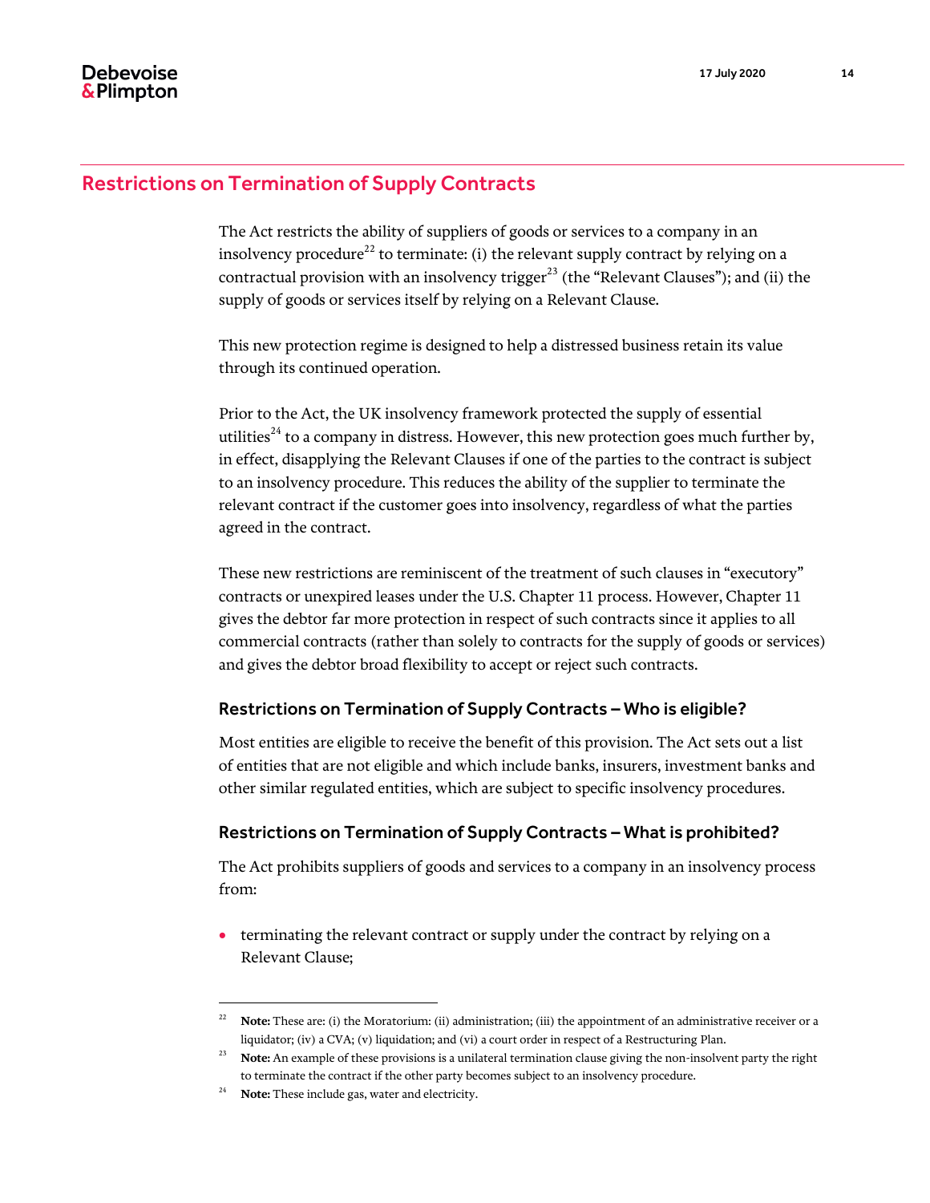## Restrictions on Termination of Supply Contracts

The Act restricts the ability of suppliers of goods or services to a company in an insolvency procedure[22] to terminate: (i) the relevant supply contract by relying on a contractual provision with an insolvency trigger[23] (the "Relevant Clauses"); and (ii) the supply of goods or services itself by relying on a Relevant Clause.

This new protection regime is designed to help a distressed business retain its value through its continued operation.

Prior to the Act, the UK insolvency framework protected the supply of essential utilities[24] to a company in distress. However, this new protection goes much further by, in effect, disapplying the Relevant Clauses if one of the parties to the contract is subject to an insolvency procedure. This reduces the ability of the supplier to terminate the relevant contract if the customer goes into insolvency, regardless of what the parties agreed in the contract.

These new restrictions are reminiscent of the treatment of such clauses in "executory" contracts or unexpired leases under the U.S. Chapter 11 process. However, Chapter 11 gives the debtor far more protection in respect of such contracts since it applies to all commercial contracts (rather than solely to contracts for the supply of goods or services) and gives the debtor broad flexibility to accept or reject such contracts.

### Restrictions on Termination of Supply Contracts – Who is eligible?

Most entities are eligible to receive the benefit of this provision. The Act sets out a list of entities that are not eligible and which include banks, insurers, investment banks and other similar regulated entities, which are subject to specific insolvency procedures.

### Restrictions on Termination of Supply Contracts – What is prohibited?

The Act prohibits suppliers of goods and services to a company in an insolvency process from:

- terminating the relevant contract or supply under the contract by relying on a Relevant Clause;

---

[22] **Note:** These are: (i) the Moratorium: (ii) administration; (iii) the appointment of an administrative receiver or a liquidator; (iv) a CVA; (v) liquidation; and (vi) a court order in respect of a Restructuring Plan.

[23] **Note:** An example of these provisions is a unilateral termination clause giving the non-insolvent party the right to terminate the contract if the other party becomes subject to an insolvency procedure.

[24] **Note:** These include gas, water and electricity.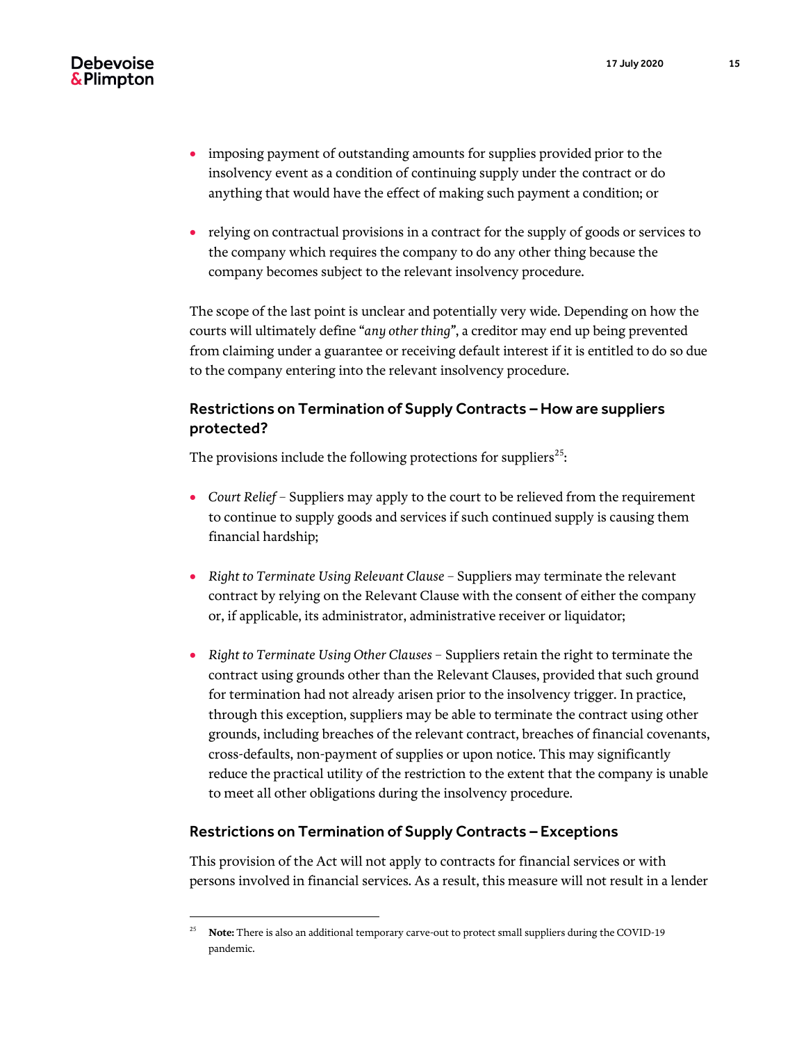- imposing payment of outstanding amounts for supplies provided prior to the insolvency event as a condition of continuing supply under the contract or do anything that would have the effect of making such payment a condition; or

- relying on contractual provisions in a contract for the supply of goods or services to the company which requires the company to do any other thing because the company becomes subject to the relevant insolvency procedure.

The scope of the last point is unclear and potentially very wide. Depending on how the courts will ultimately define "*any other thing*", a creditor may end up being prevented from claiming under a guarantee or receiving default interest if it is entitled to do so due to the company entering into the relevant insolvency procedure.

### Restrictions on Termination of Supply Contracts – How are suppliers protected?

The provisions include the following protections for suppliers[25]:

- *Court Relief* – Suppliers may apply to the court to be relieved from the requirement to continue to supply goods and services if such continued supply is causing them financial hardship;

- *Right to Terminate Using Relevant Clause* – Suppliers may terminate the relevant contract by relying on the Relevant Clause with the consent of either the company or, if applicable, its administrator, administrative receiver or liquidator;

- *Right to Terminate Using Other Clauses* – Suppliers retain the right to terminate the contract using grounds other than the Relevant Clauses, provided that such ground for termination had not already arisen prior to the insolvency trigger. In practice, through this exception, suppliers may be able to terminate the contract using other grounds, including breaches of the relevant contract, breaches of financial covenants, cross-defaults, non-payment of supplies or upon notice. This may significantly reduce the practical utility of the restriction to the extent that the company is unable to meet all other obligations during the insolvency procedure.

### Restrictions on Termination of Supply Contracts – Exceptions

This provision of the Act will not apply to contracts for financial services or with persons involved in financial services. As a result, this measure will not result in a lender

---

[25] **Note:** There is also an additional temporary carve-out to protect small suppliers during the COVID-19 pandemic.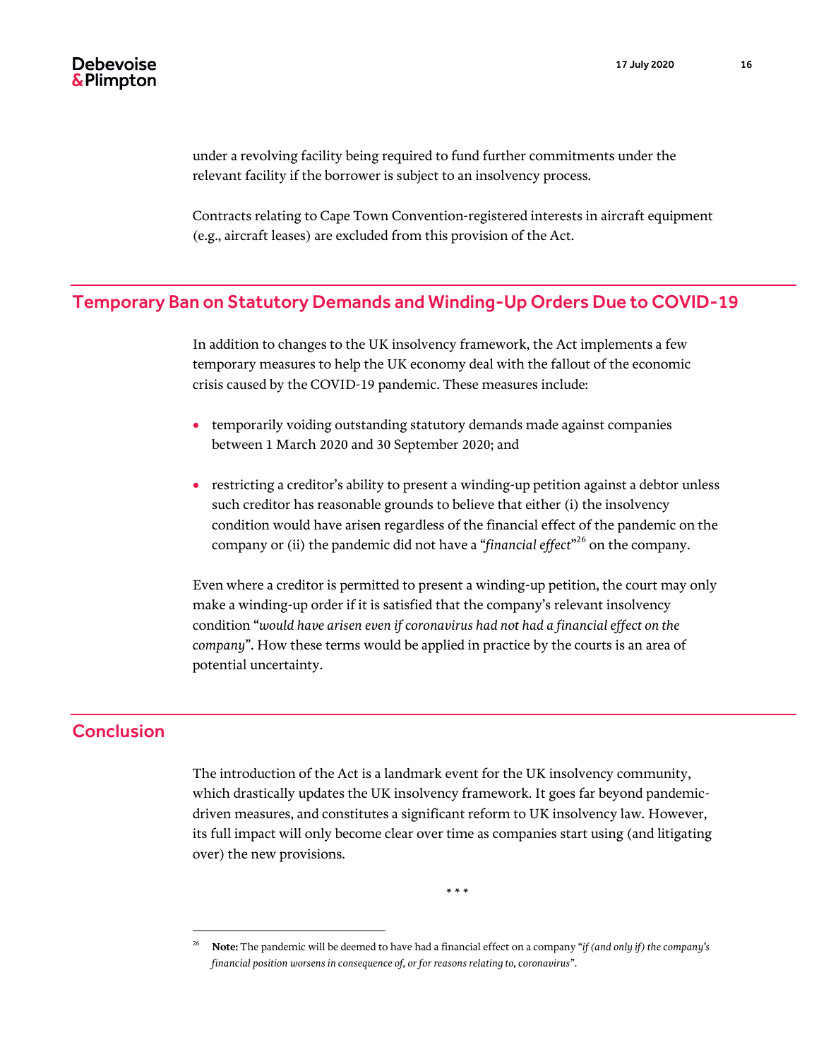under a revolving facility being required to fund further commitments under the relevant facility if the borrower is subject to an insolvency process.

Contracts relating to Cape Town Convention-registered interests in aircraft equipment (e.g., aircraft leases) are excluded from this provision of the Act.

## Temporary Ban on Statutory Demands and Winding-Up Orders Due to COVID-19

In addition to changes to the UK insolvency framework, the Act implements a few temporary measures to help the UK economy deal with the fallout of the economic crisis caused by the COVID-19 pandemic. These measures include:

- temporarily voiding outstanding statutory demands made against companies between 1 March 2020 and 30 September 2020; and
- restricting a creditor's ability to present a winding-up petition against a debtor unless such creditor has reasonable grounds to believe that either (i) the insolvency condition would have arisen regardless of the financial effect of the pandemic on the company or (ii) the pandemic did not have a "*financial effect*"[26] on the company.

Even where a creditor is permitted to present a winding-up petition, the court may only make a winding-up order if it is satisfied that the company's relevant insolvency condition "*would have arisen even if coronavirus had not had a financial effect on the company*". How these terms would be applied in practice by the courts is an area of potential uncertainty.

## Conclusion

The introduction of the Act is a landmark event for the UK insolvency community, which drastically updates the UK insolvency framework. It goes far beyond pandemic-driven measures, and constitutes a significant reform to UK insolvency law. However, its full impact will only become clear over time as companies start using (and litigating over) the new provisions.

\* \* \*

---

[26] **Note:** The pandemic will be deemed to have had a financial effect on a company "*if (and only if) the company's financial position worsens in consequence of, or for reasons relating to, coronavirus*".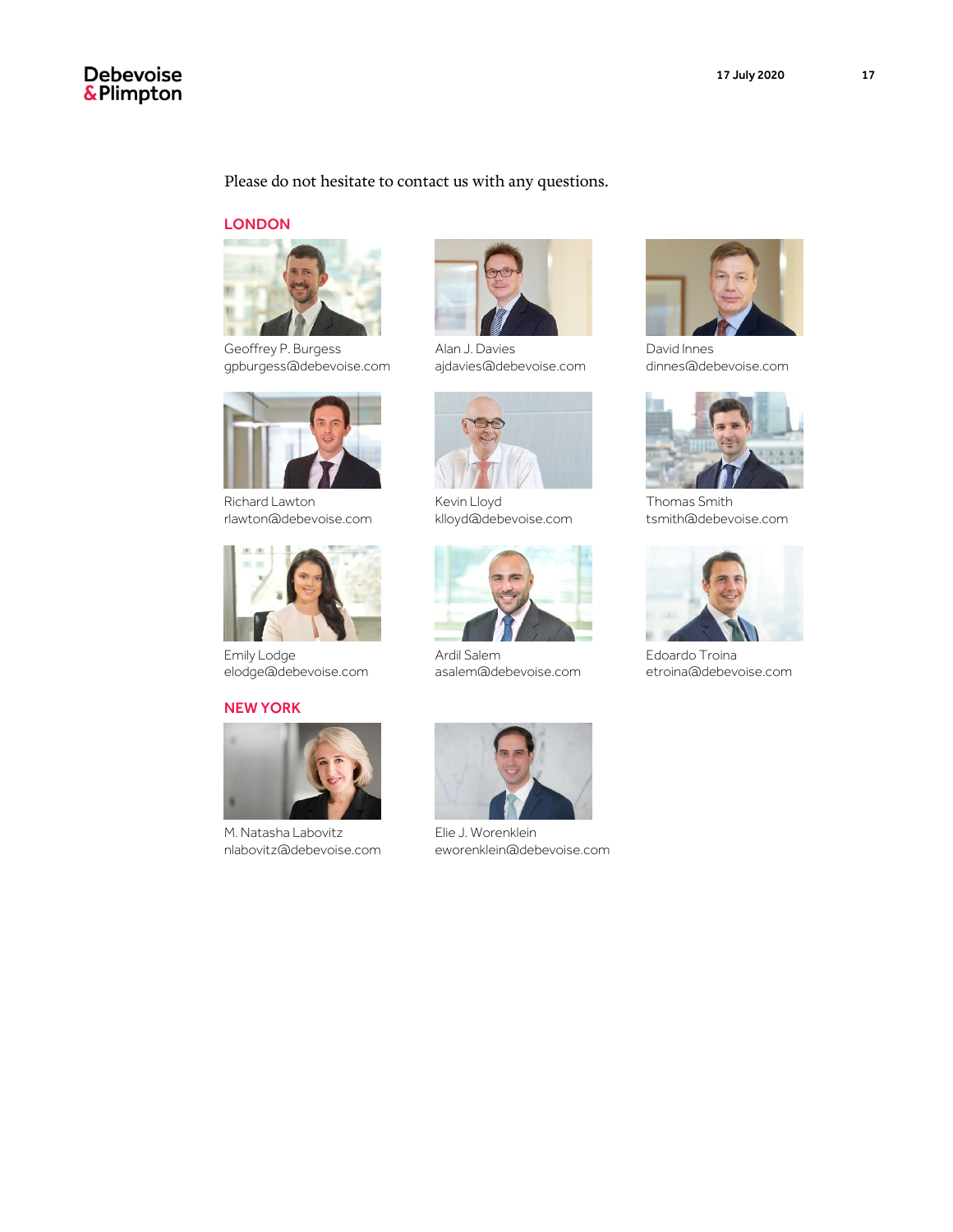Please do not hesitate to contact us with any questions.

## LONDON

Geoffrey P. Burgess
gpburgess@debevoise.com

Alan J. Davies
ajdavies@debevoise.com

David Innes
dinnes@debevoise.com

Richard Lawton
rlawton@debevoise.com

Kevin Lloyd
klloyd@debevoise.com

Thomas Smith
tsmith@debevoise.com

Emily Lodge
elodge@debevoise.com

Ardil Salem
asalem@debevoise.com

Edoardo Troina
etroina@debevoise.com

## NEW YORK

M. Natasha Labovitz
nlabovitz@debevoise.com

Elie J. Worenklein
eworenklein@debevoise.com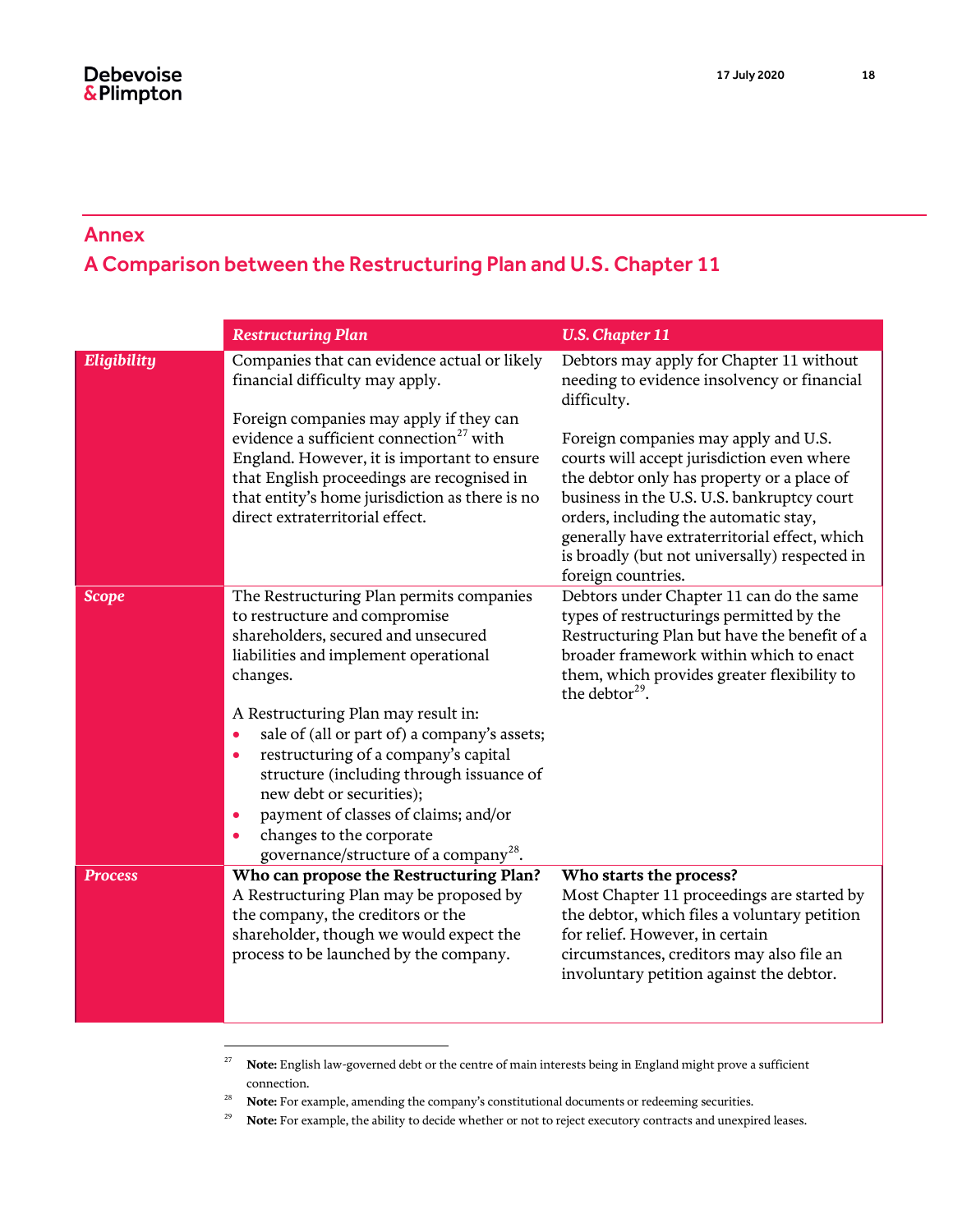## Annex

## A Comparison between the Restructuring Plan and U.S. Chapter 11

| | *Restructuring Plan* | *U.S. Chapter 11* |
|---|---|---|
| ***Eligibility*** | Companies that can evidence actual or likely financial difficulty may apply.<br><br>Foreign companies may apply if they can evidence a sufficient connection[27] with England. However, it is important to ensure that English proceedings are recognised in that entity's home jurisdiction as there is no direct extraterritorial effect. | Debtors may apply for Chapter 11 without needing to evidence insolvency or financial difficulty.<br><br>Foreign companies may apply and U.S. courts will accept jurisdiction even where the debtor only has property or a place of business in the U.S. U.S. bankruptcy court orders, including the automatic stay, generally have extraterritorial effect, which is broadly (but not universally) respected in foreign countries. |
| ***Scope*** | The Restructuring Plan permits companies to restructure and compromise shareholders, secured and unsecured liabilities and implement operational changes.<br><br>A Restructuring Plan may result in:<br>• sale of (all or part of) a company's assets;<br>• restructuring of a company's capital structure (including through issuance of new debt or securities);<br>• payment of classes of claims; and/or<br>• changes to the corporate governance/structure of a company[28]. | Debtors under Chapter 11 can do the same types of restructurings permitted by the Restructuring Plan but have the benefit of a broader framework within which to enact them, which provides greater flexibility to the debtor[29]. |
| ***Process*** | **Who can propose the Restructuring Plan?**<br>A Restructuring Plan may be proposed by the company, the creditors or the shareholder, though we would expect the process to be launched by the company. | **Who starts the process?**<br>Most Chapter 11 proceedings are started by the debtor, which files a voluntary petition for relief. However, in certain circumstances, creditors may also file an involuntary petition against the debtor. |

[27] **Note:** English law-governed debt or the centre of main interests being in England might prove a sufficient connection.

[28] **Note:** For example, amending the company's constitutional documents or redeeming securities.

[29] **Note:** For example, the ability to decide whether or not to reject executory contracts and unexpired leases.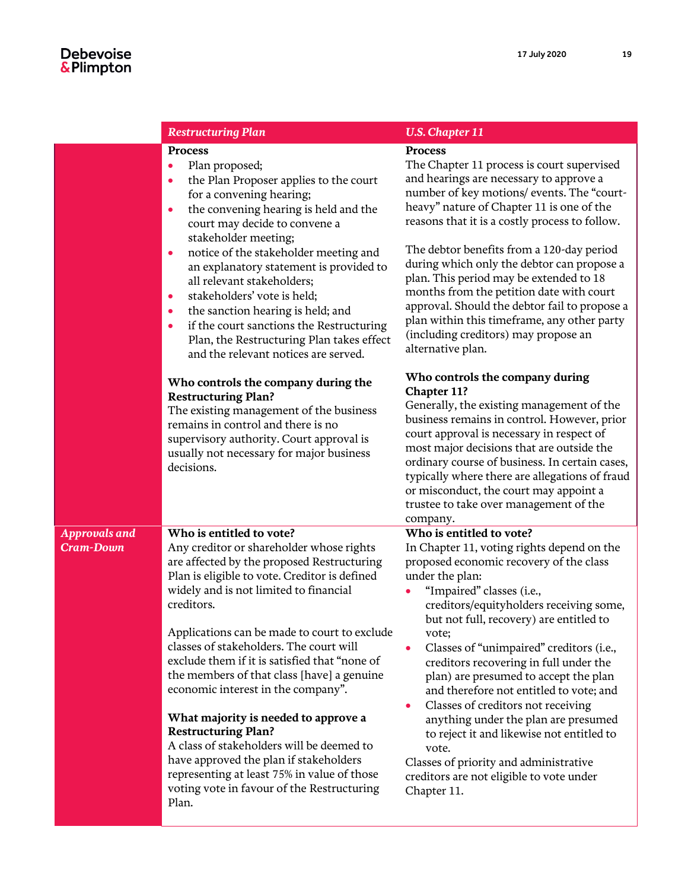| | *Restructuring Plan* | *U.S. Chapter 11* |
|---|---|---|
| | **Process**<br>• Plan proposed;<br>• the Plan Proposer applies to the court for a convening hearing;<br>• the convening hearing is held and the court may decide to convene a stakeholder meeting;<br>• notice of the stakeholder meeting and an explanatory statement is provided to all relevant stakeholders;<br>• stakeholders' vote is held;<br>• the sanction hearing is held; and<br>• if the court sanctions the Restructuring Plan, the Restructuring Plan takes effect and the relevant notices are served.<br><br>**Who controls the company during the Restructuring Plan?**<br>The existing management of the business remains in control and there is no supervisory authority. Court approval is usually not necessary for major business decisions. | **Process**<br>The Chapter 11 process is court supervised and hearings are necessary to approve a number of key motions/ events. The "court-heavy" nature of Chapter 11 is one of the reasons that it is a costly process to follow.<br><br>The debtor benefits from a 120-day period during which only the debtor can propose a plan. This period may be extended to 18 months from the petition date with court approval. Should the debtor fail to propose a plan within this timeframe, any other party (including creditors) may propose an alternative plan.<br><br>**Who controls the company during Chapter 11?**<br>Generally, the existing management of the business remains in control. However, prior court approval is necessary in respect of most major decisions that are outside the ordinary course of business. In certain cases, typically where there are allegations of fraud or misconduct, the court may appoint a trustee to take over management of the company. |
| *Approvals and Cram-Down* | **Who is entitled to vote?**<br>Any creditor or shareholder whose rights are affected by the proposed Restructuring Plan is eligible to vote. Creditor is defined widely and is not limited to financial creditors.<br><br>Applications can be made to court to exclude classes of stakeholders. The court will exclude them if it is satisfied that "none of the members of that class [have] a genuine economic interest in the company".<br><br>**What majority is needed to approve a Restructuring Plan?**<br>A class of stakeholders will be deemed to have approved the plan if stakeholders representing at least 75% in value of those voting vote in favour of the Restructuring Plan. | **Who is entitled to vote?**<br>In Chapter 11, voting rights depend on the proposed economic recovery of the class under the plan:<br>• "Impaired" classes (i.e., creditors/equityholders receiving some, but not full, recovery) are entitled to vote;<br>• Classes of "unimpaired" creditors (i.e., creditors recovering in full under the plan) are presumed to accept the plan and therefore not entitled to vote; and<br>• Classes of creditors not receiving anything under the plan are presumed to reject it and likewise not entitled to vote.<br><br>Classes of priority and administrative creditors are not eligible to vote under Chapter 11. |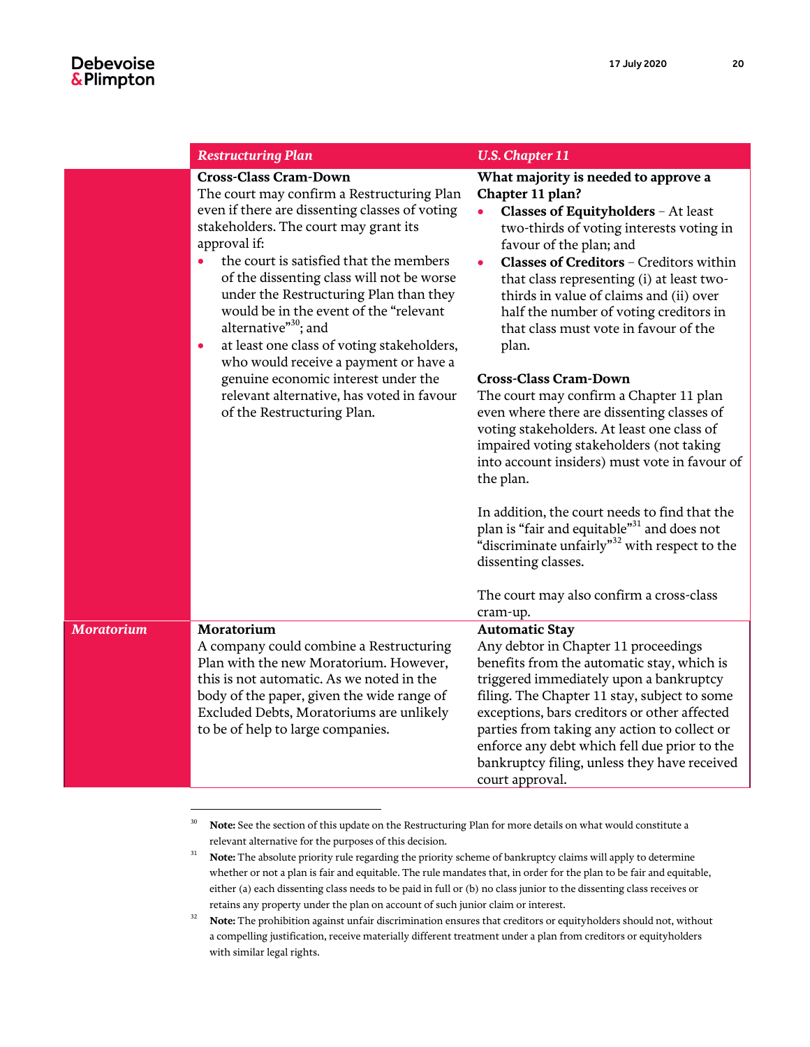| | Restructuring Plan | U.S. Chapter 11 |
|---|---|---|
| | **Cross-Class Cram-Down**<br>The court may confirm a Restructuring Plan even if there are dissenting classes of voting stakeholders. The court may grant its approval if:<br>• the court is satisfied that the members of the dissenting class will not be worse under the Restructuring Plan than they would be in the event of the "relevant alternative"[30]; and<br>• at least one class of voting stakeholders, who would receive a payment or have a genuine economic interest under the relevant alternative, has voted in favour of the Restructuring Plan. | **What majority is needed to approve a Chapter 11 plan?**<br>• **Classes of Equityholders** – At least two-thirds of voting interests voting in favour of the plan; and<br>• **Classes of Creditors** – Creditors within that class representing (i) at least two-thirds in value of claims and (ii) over half the number of voting creditors in that class must vote in favour of the plan.<br><br>**Cross-Class Cram-Down**<br>The court may confirm a Chapter 11 plan even where there are dissenting classes of voting stakeholders. At least one class of impaired voting stakeholders (not taking into account insiders) must vote in favour of the plan.<br><br>In addition, the court needs to find that the plan is "fair and equitable"[31] and does not "discriminate unfairly"[32] with respect to the dissenting classes.<br><br>The court may also confirm a cross-class cram-up. |
| *Moratorium* | **Moratorium**<br>A company could combine a Restructuring Plan with the new Moratorium. However, this is not automatic. As we noted in the body of the paper, given the wide range of Excluded Debts, Moratoriums are unlikely to be of help to large companies. | **Automatic Stay**<br>Any debtor in Chapter 11 proceedings benefits from the automatic stay, which is triggered immediately upon a bankruptcy filing. The Chapter 11 stay, subject to some exceptions, bars creditors or other affected parties from taking any action to collect or enforce any debt which fell due prior to the bankruptcy filing, unless they have received court approval. |

[30] **Note:** See the section of this update on the Restructuring Plan for more details on what would constitute a relevant alternative for the purposes of this decision.

[31] **Note:** The absolute priority rule regarding the priority scheme of bankruptcy claims will apply to determine whether or not a plan is fair and equitable. The rule mandates that, in order for the plan to be fair and equitable, either (a) each dissenting class needs to be paid in full or (b) no class junior to the dissenting class receives or retains any property under the plan on account of such junior claim or interest.

[32] **Note:** The prohibition against unfair discrimination ensures that creditors or equityholders should not, without a compelling justification, receive materially different treatment under a plan from creditors or equityholders with similar legal rights.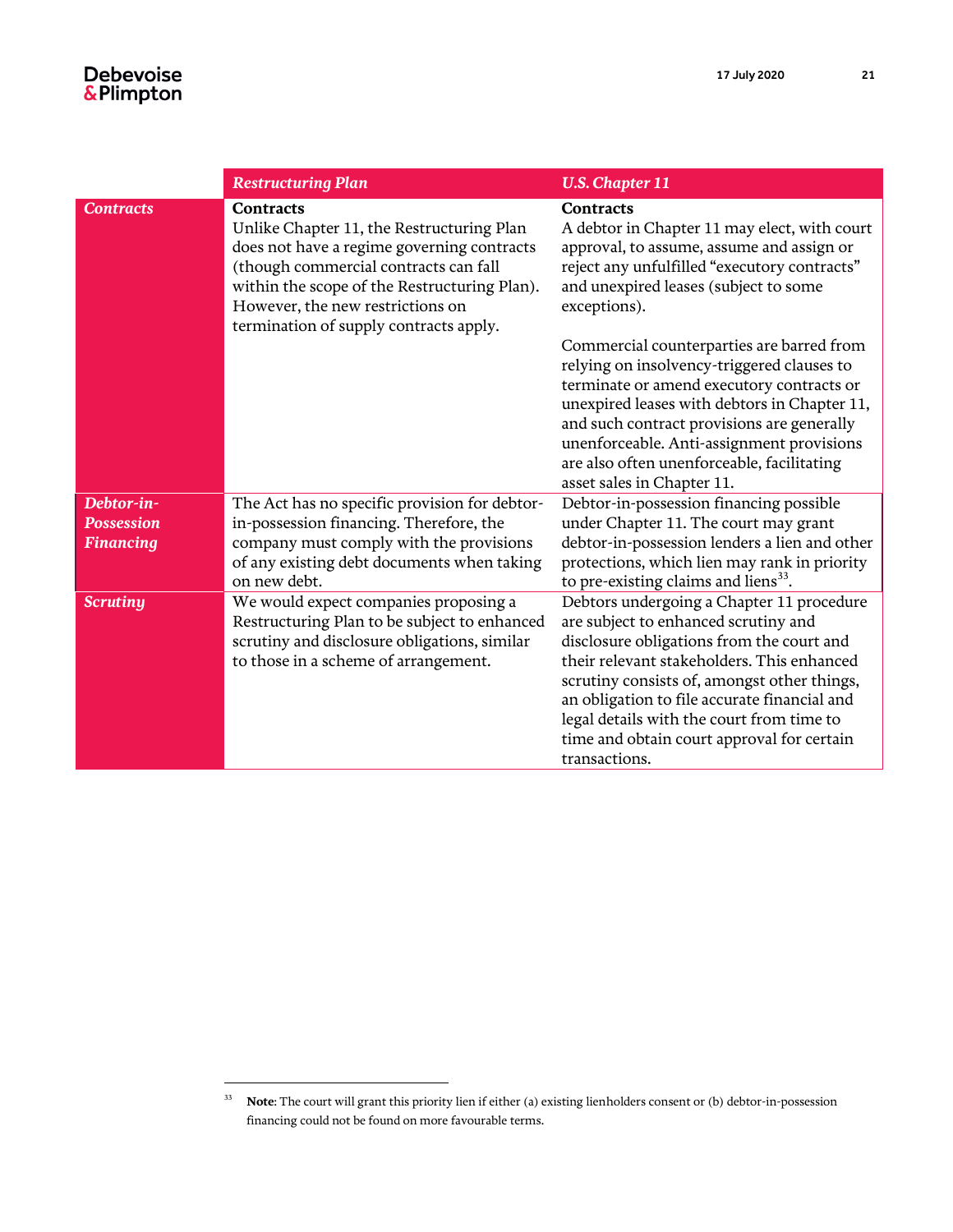| | *Restructuring Plan* | *U.S. Chapter 11* |
|---|---|---|
| ***Contracts*** | **Contracts**<br>Unlike Chapter 11, the Restructuring Plan does not have a regime governing contracts (though commercial contracts can fall within the scope of the Restructuring Plan). However, the new restrictions on termination of supply contracts apply. | **Contracts**<br>A debtor in Chapter 11 may elect, with court approval, to assume, assume and assign or reject any unfulfilled "executory contracts" and unexpired leases (subject to some exceptions).<br><br>Commercial counterparties are barred from relying on insolvency-triggered clauses to terminate or amend executory contracts or unexpired leases with debtors in Chapter 11, and such contract provisions are generally unenforceable. Anti-assignment provisions are also often unenforceable, facilitating asset sales in Chapter 11. |
| ***Debtor-in-Possession Financing*** | The Act has no specific provision for debtor-in-possession financing. Therefore, the company must comply with the provisions of any existing debt documents when taking on new debt. | Debtor-in-possession financing possible under Chapter 11. The court may grant debtor-in-possession lenders a lien and other protections, which lien may rank in priority to pre-existing claims and liens[33]. |
| ***Scrutiny*** | We would expect companies proposing a Restructuring Plan to be subject to enhanced scrutiny and disclosure obligations, similar to those in a scheme of arrangement. | Debtors undergoing a Chapter 11 procedure are subject to enhanced scrutiny and disclosure obligations from the court and their relevant stakeholders. This enhanced scrutiny consists of, amongst other things, an obligation to file accurate financial and legal details with the court from time to time and obtain court approval for certain transactions. |

[33] **Note**: The court will grant this priority lien if either (a) existing lienholders consent or (b) debtor-in-possession financing could not be found on more favourable terms.